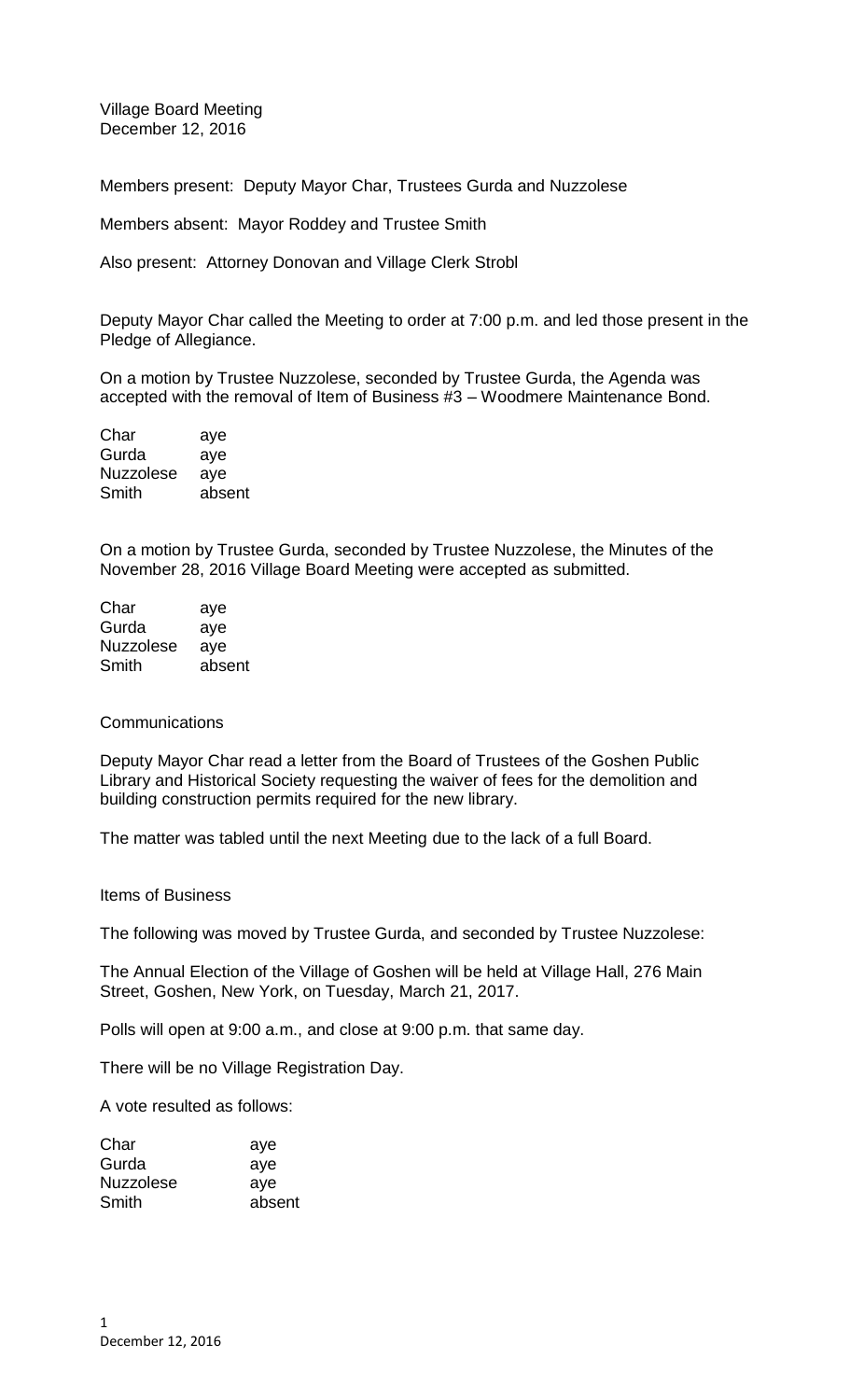Village Board Meeting
December 12, 2016

Members present: Deputy Mayor Char, Trustees Gurda and Nuzzolese

Members absent: Mayor Roddey and Trustee Smith

Also present: Attorney Donovan and Village Clerk Strobl

Deputy Mayor Char called the Meeting to order at 7:00 p.m. and led those present in the Pledge of Allegiance.

On a motion by Trustee Nuzzolese, seconded by Trustee Gurda, the Agenda was accepted with the removal of Item of Business #3 – Woodmere Maintenance Bond.

| | |
|---|---|
| Char | aye |
| Gurda | aye |
| Nuzzolese | aye |
| Smith | absent |

On a motion by Trustee Gurda, seconded by Trustee Nuzzolese, the Minutes of the November 28, 2016 Village Board Meeting were accepted as submitted.

| | |
|---|---|
| Char | aye |
| Gurda | aye |
| Nuzzolese | aye |
| Smith | absent |

Communications

Deputy Mayor Char read a letter from the Board of Trustees of the Goshen Public Library and Historical Society requesting the waiver of fees for the demolition and building construction permits required for the new library.

The matter was tabled until the next Meeting due to the lack of a full Board.

Items of Business

The following was moved by Trustee Gurda, and seconded by Trustee Nuzzolese:

The Annual Election of the Village of Goshen will be held at Village Hall, 276 Main Street, Goshen, New York, on Tuesday, March 21, 2017.

Polls will open at 9:00 a.m., and close at 9:00 p.m. that same day.

There will be no Village Registration Day.

A vote resulted as follows:

| | |
|---|---|
| Char | aye |
| Gurda | aye |
| Nuzzolese | aye |
| Smith | absent |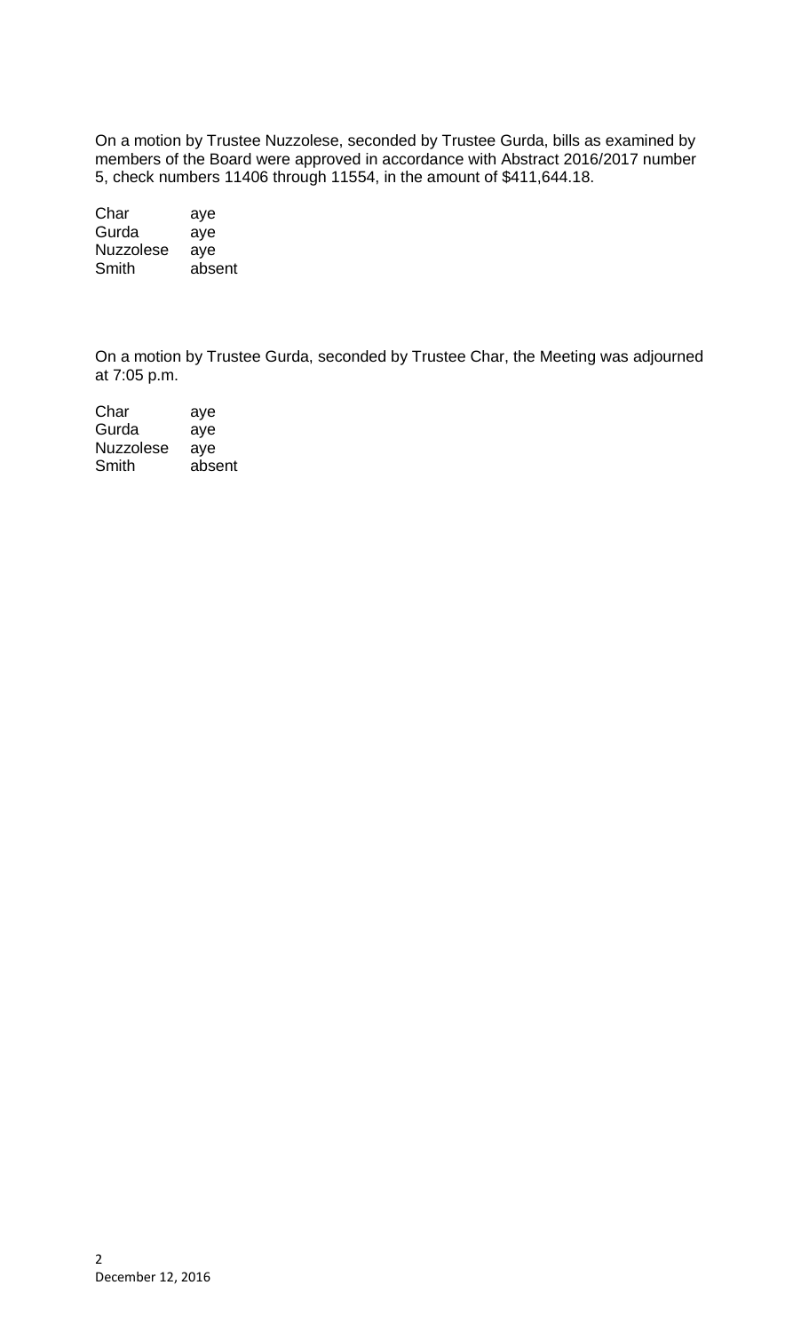On a motion by Trustee Nuzzolese, seconded by Trustee Gurda, bills as examined by members of the Board were approved in accordance with Abstract 2016/2017 number 5, check numbers 11406 through 11554, in the amount of $411,644.18.

| | |
|---|---|
| Char | aye |
| Gurda | aye |
| Nuzzolese | aye |
| Smith | absent |

On a motion by Trustee Gurda, seconded by Trustee Char, the Meeting was adjourned at 7:05 p.m.

| | |
|---|---|
| Char | aye |
| Gurda | aye |
| Nuzzolese | aye |
| Smith | absent |